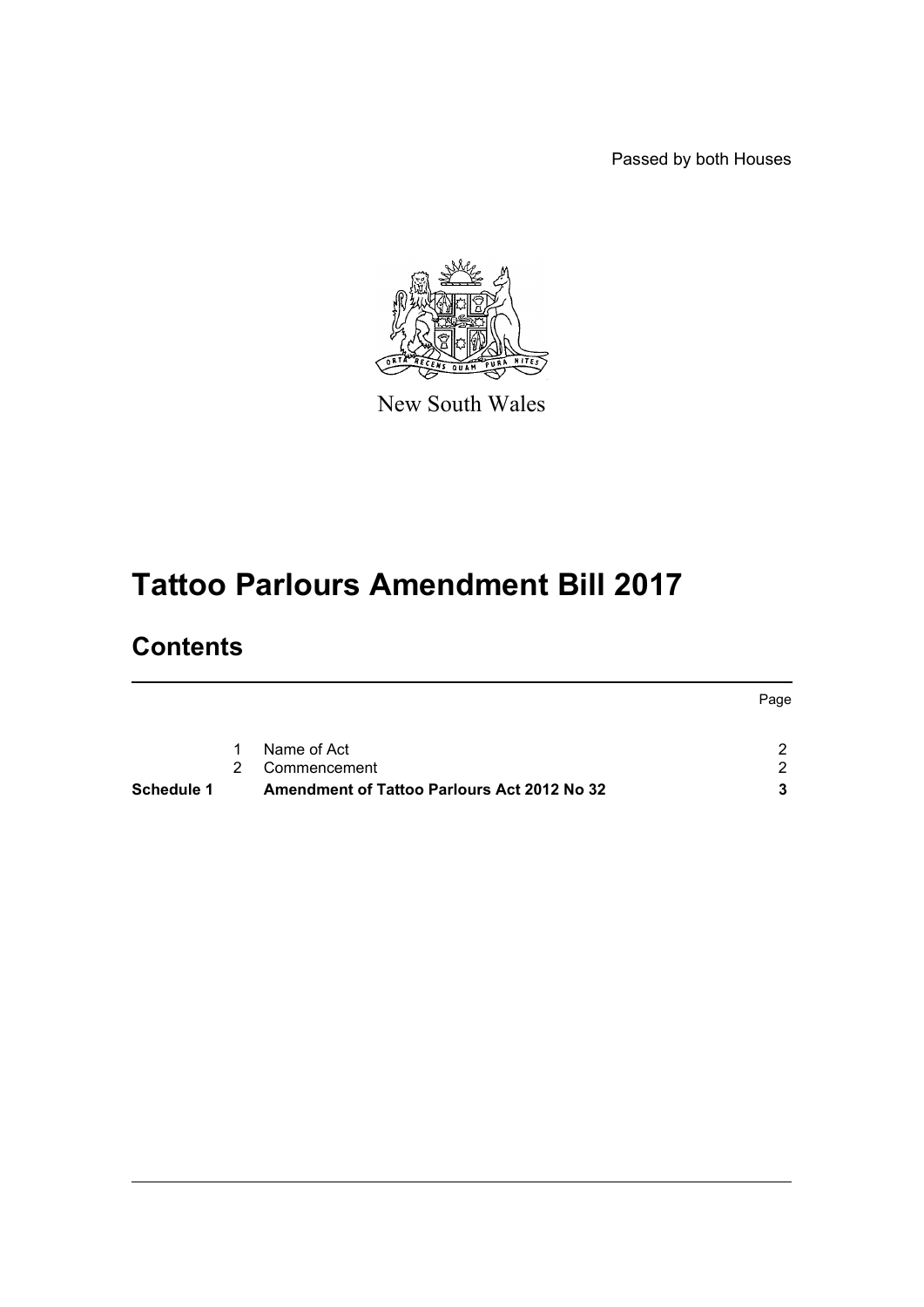Passed by both Houses

New South Wales

# Tattoo Parlours Amendment Bill 2017

## Contents

| | | | Page |
|---|---|---|---|
| | 1 | Name of Act | 2 |
| | 2 | Commencement | 2 |
| **Schedule 1** | | **Amendment of Tattoo Parlours Act 2012 No 32** | **3** |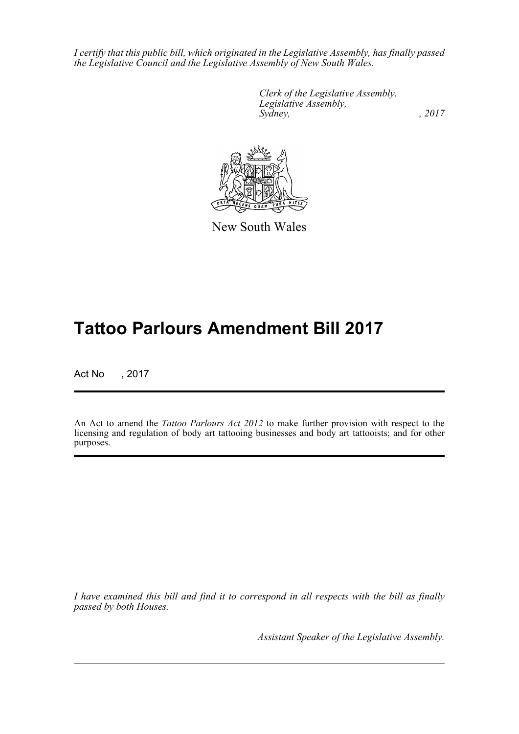*I certify that this public bill, which originated in the Legislative Assembly, has finally passed the Legislative Council and the Legislative Assembly of New South Wales.*

*Clerk of the Legislative Assembly.*
*Legislative Assembly,*
*Sydney, , 2017*

New South Wales

# Tattoo Parlours Amendment Bill 2017

Act No , 2017

An Act to amend the *Tattoo Parlours Act 2012* to make further provision with respect to the licensing and regulation of body art tattooing businesses and body art tattooists; and for other purposes.

*I have examined this bill and find it to correspond in all respects with the bill as finally passed by both Houses.*

*Assistant Speaker of the Legislative Assembly.*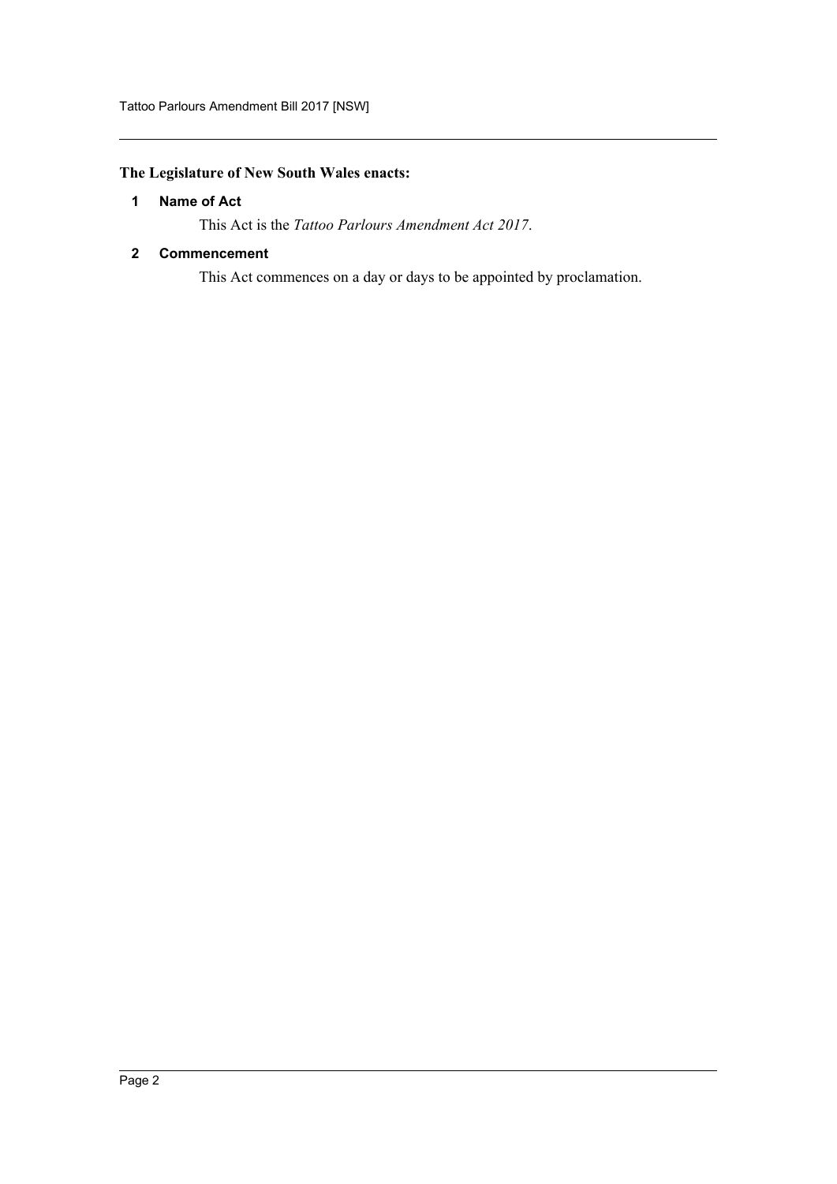**The Legislature of New South Wales enacts:**

### 1 Name of Act

This Act is the *Tattoo Parlours Amendment Act 2017*.

### 2 Commencement

This Act commences on a day or days to be appointed by proclamation.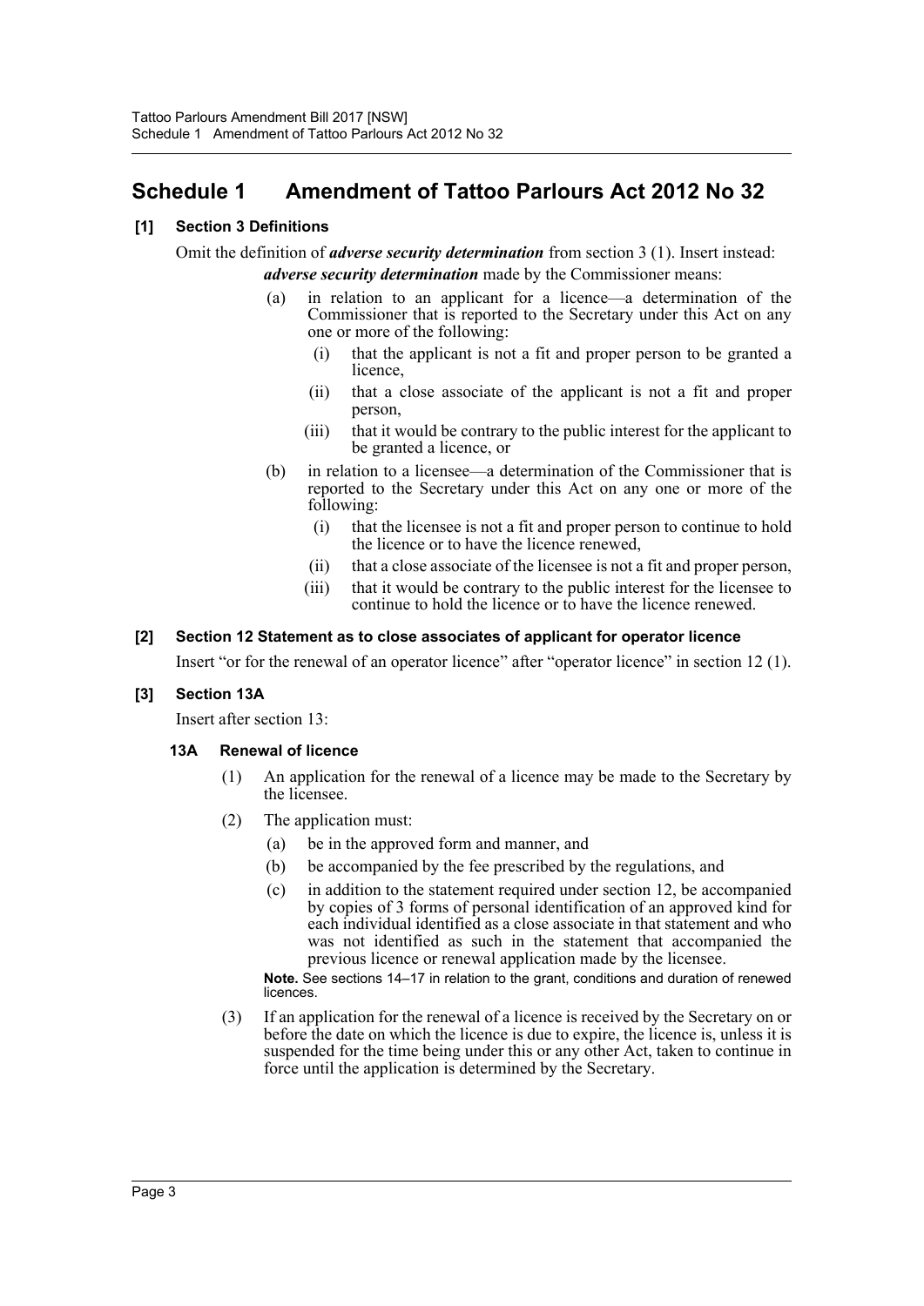# Schedule 1 Amendment of Tattoo Parlours Act 2012 No 32

### [1] Section 3 Definitions

Omit the definition of ***adverse security determination*** from section 3 (1). Insert instead:

***adverse security determination*** made by the Commissioner means:

(a) in relation to an applicant for a licence—a determination of the Commissioner that is reported to the Secretary under this Act on any one or more of the following:

(i) that the applicant is not a fit and proper person to be granted a licence,

(ii) that a close associate of the applicant is not a fit and proper person,

(iii) that it would be contrary to the public interest for the applicant to be granted a licence, or

(b) in relation to a licensee—a determination of the Commissioner that is reported to the Secretary under this Act on any one or more of the following:

(i) that the licensee is not a fit and proper person to continue to hold the licence or to have the licence renewed,

(ii) that a close associate of the licensee is not a fit and proper person,

(iii) that it would be contrary to the public interest for the licensee to continue to hold the licence or to have the licence renewed.

### [2] Section 12 Statement as to close associates of applicant for operator licence

Insert "or for the renewal of an operator licence" after "operator licence" in section 12 (1).

### [3] Section 13A

Insert after section 13:

#### 13A Renewal of licence

(1) An application for the renewal of a licence may be made to the Secretary by the licensee.

(2) The application must:

(a) be in the approved form and manner, and

(b) be accompanied by the fee prescribed by the regulations, and

(c) in addition to the statement required under section 12, be accompanied by copies of 3 forms of personal identification of an approved kind for each individual identified as a close associate in that statement and who was not identified as such in the statement that accompanied the previous licence or renewal application made by the licensee.

**Note.** See sections 14–17 in relation to the grant, conditions and duration of renewed licences.

(3) If an application for the renewal of a licence is received by the Secretary on or before the date on which the licence is due to expire, the licence is, unless it is suspended for the time being under this or any other Act, taken to continue in force until the application is determined by the Secretary.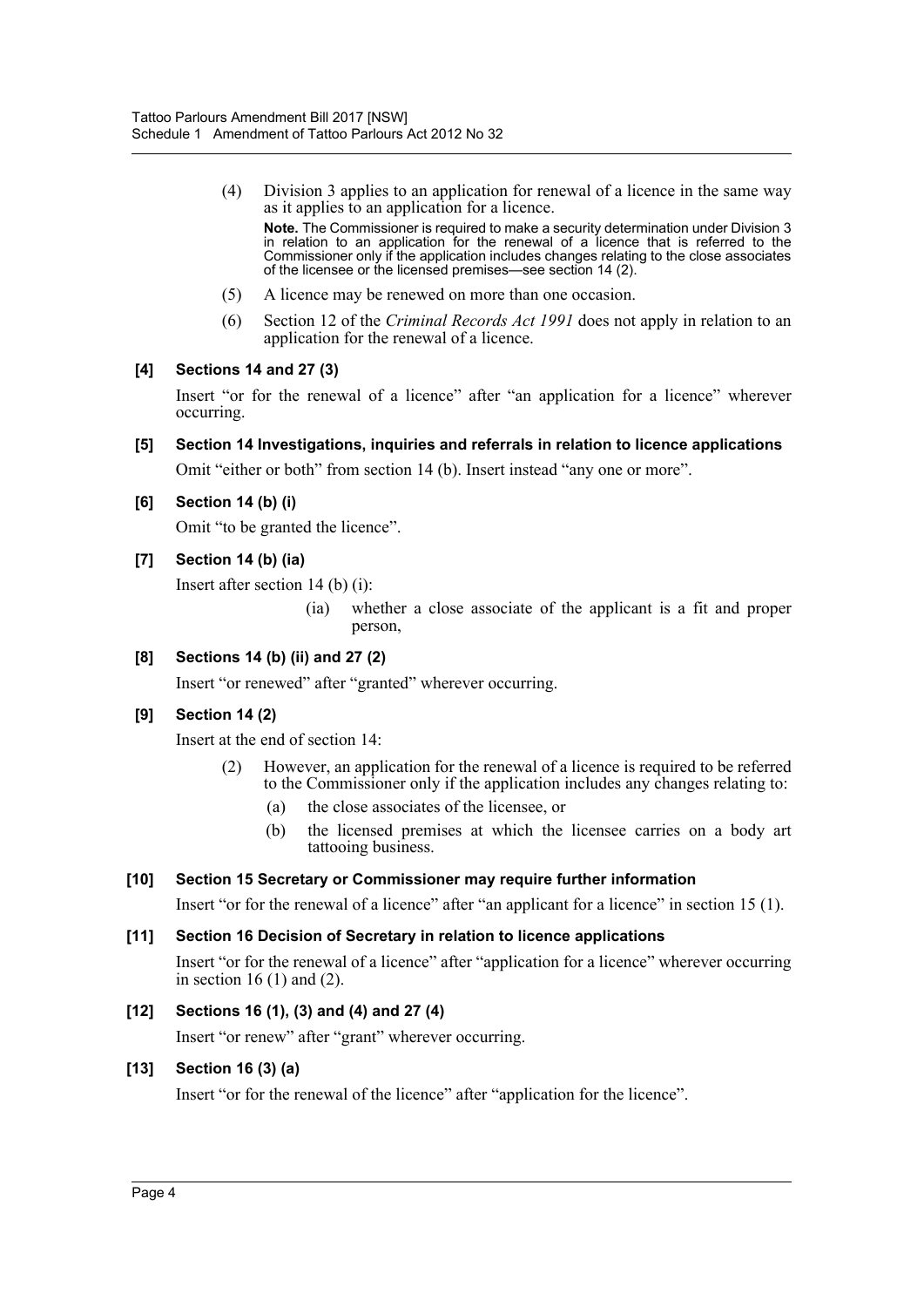(4) Division 3 applies to an application for renewal of a licence in the same way as it applies to an application for a licence.

**Note.** The Commissioner is required to make a security determination under Division 3 in relation to an application for the renewal of a licence that is referred to the Commissioner only if the application includes changes relating to the close associates of the licensee or the licensed premises—see section 14 (2).

(5) A licence may be renewed on more than one occasion.

(6) Section 12 of the *Criminal Records Act 1991* does not apply in relation to an application for the renewal of a licence.

**[4] Sections 14 and 27 (3)**

Insert "or for the renewal of a licence" after "an application for a licence" wherever occurring.

**[5] Section 14 Investigations, inquiries and referrals in relation to licence applications**

Omit "either or both" from section 14 (b). Insert instead "any one or more".

**[6] Section 14 (b) (i)**

Omit "to be granted the licence".

**[7] Section 14 (b) (ia)**

Insert after section 14 (b) (i):

(ia) whether a close associate of the applicant is a fit and proper person,

**[8] Sections 14 (b) (ii) and 27 (2)**

Insert "or renewed" after "granted" wherever occurring.

**[9] Section 14 (2)**

Insert at the end of section 14:

(2) However, an application for the renewal of a licence is required to be referred to the Commissioner only if the application includes any changes relating to:

(a) the close associates of the licensee, or

(b) the licensed premises at which the licensee carries on a body art tattooing business.

**[10] Section 15 Secretary or Commissioner may require further information**

Insert "or for the renewal of a licence" after "an applicant for a licence" in section 15 (1).

**[11] Section 16 Decision of Secretary in relation to licence applications**

Insert "or for the renewal of a licence" after "application for a licence" wherever occurring in section 16 (1) and (2).

**[12] Sections 16 (1), (3) and (4) and 27 (4)**

Insert "or renew" after "grant" wherever occurring.

**[13] Section 16 (3) (a)**

Insert "or for the renewal of the licence" after "application for the licence".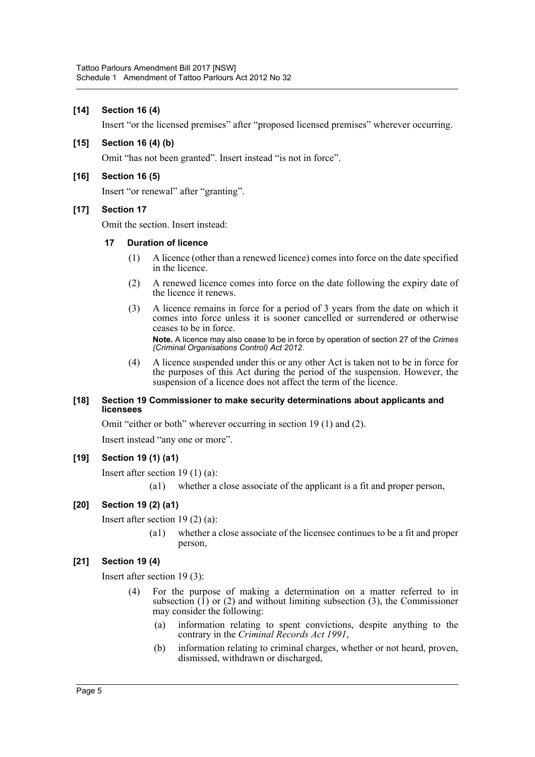**[14] Section 16 (4)**

Insert "or the licensed premises" after "proposed licensed premises" wherever occurring.

**[15] Section 16 (4) (b)**

Omit "has not been granted". Insert instead "is not in force".

**[16] Section 16 (5)**

Insert "or renewal" after "granting".

**[17] Section 17**

Omit the section. Insert instead:

**17 Duration of licence**

(1) A licence (other than a renewed licence) comes into force on the date specified in the licence.

(2) A renewed licence comes into force on the date following the expiry date of the licence it renews.

(3) A licence remains in force for a period of 3 years from the date on which it comes into force unless it is sooner cancelled or surrendered or otherwise ceases to be in force.

**Note.** A licence may also cease to be in force by operation of section 27 of the *Crimes (Criminal Organisations Control) Act 2012*.

(4) A licence suspended under this or any other Act is taken not to be in force for the purposes of this Act during the period of the suspension. However, the suspension of a licence does not affect the term of the licence.

**[18] Section 19 Commissioner to make security determinations about applicants and licensees**

Omit "either or both" wherever occurring in section 19 (1) and (2).

Insert instead "any one or more".

**[19] Section 19 (1) (a1)**

Insert after section 19 (1) (a):

(a1) whether a close associate of the applicant is a fit and proper person,

**[20] Section 19 (2) (a1)**

Insert after section 19 (2) (a):

(a1) whether a close associate of the licensee continues to be a fit and proper person,

**[21] Section 19 (4)**

Insert after section 19 (3):

(4) For the purpose of making a determination on a matter referred to in subsection (1) or (2) and without limiting subsection (3), the Commissioner may consider the following:

(a) information relating to spent convictions, despite anything to the contrary in the *Criminal Records Act 1991*,

(b) information relating to criminal charges, whether or not heard, proven, dismissed, withdrawn or discharged,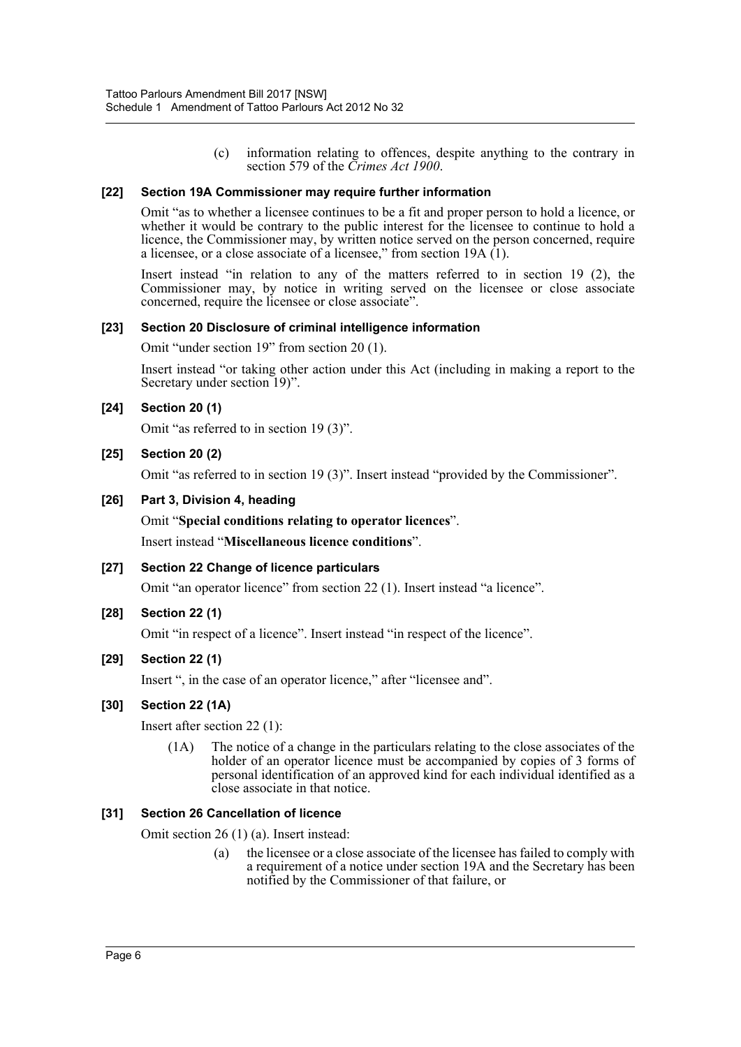(c) information relating to offences, despite anything to the contrary in section 579 of the *Crimes Act 1900*.

### [22] Section 19A Commissioner may require further information

Omit "as to whether a licensee continues to be a fit and proper person to hold a licence, or whether it would be contrary to the public interest for the licensee to continue to hold a licence, the Commissioner may, by written notice served on the person concerned, require a licensee, or a close associate of a licensee," from section 19A (1).

Insert instead "in relation to any of the matters referred to in section 19 (2), the Commissioner may, by notice in writing served on the licensee or close associate concerned, require the licensee or close associate".

### [23] Section 20 Disclosure of criminal intelligence information

Omit "under section 19" from section 20 (1).

Insert instead "or taking other action under this Act (including in making a report to the Secretary under section 19)".

### [24] Section 20 (1)

Omit "as referred to in section 19 (3)".

### [25] Section 20 (2)

Omit "as referred to in section 19 (3)". Insert instead "provided by the Commissioner".

### [26] Part 3, Division 4, heading

Omit "**Special conditions relating to operator licences**".

Insert instead "**Miscellaneous licence conditions**".

### [27] Section 22 Change of licence particulars

Omit "an operator licence" from section 22 (1). Insert instead "a licence".

### [28] Section 22 (1)

Omit "in respect of a licence". Insert instead "in respect of the licence".

### [29] Section 22 (1)

Insert ", in the case of an operator licence," after "licensee and".

### [30] Section 22 (1A)

Insert after section 22 (1):

(1A) The notice of a change in the particulars relating to the close associates of the holder of an operator licence must be accompanied by copies of 3 forms of personal identification of an approved kind for each individual identified as a close associate in that notice.

### [31] Section 26 Cancellation of licence

Omit section 26 (1) (a). Insert instead:

(a) the licensee or a close associate of the licensee has failed to comply with a requirement of a notice under section 19A and the Secretary has been notified by the Commissioner of that failure, or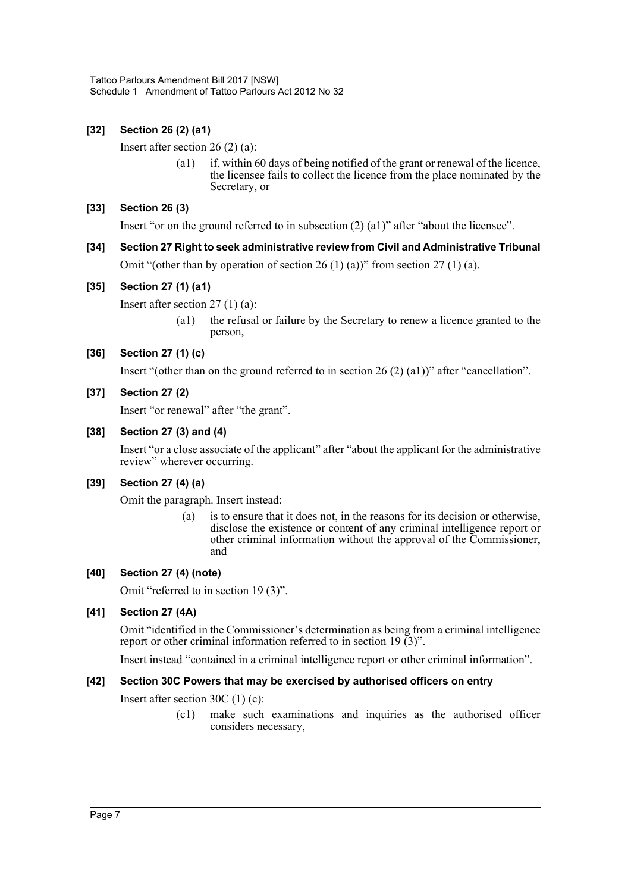### [32] Section 26 (2) (a1)

Insert after section 26 (2) (a):

> (a1) if, within 60 days of being notified of the grant or renewal of the licence, the licensee fails to collect the licence from the place nominated by the Secretary, or

### [33] Section 26 (3)

Insert "or on the ground referred to in subsection (2) (a1)" after "about the licensee".

### [34] Section 27 Right to seek administrative review from Civil and Administrative Tribunal

Omit "(other than by operation of section 26 (1) (a))" from section 27 (1) (a).

### [35] Section 27 (1) (a1)

Insert after section 27 (1) (a):

> (a1) the refusal or failure by the Secretary to renew a licence granted to the person,

### [36] Section 27 (1) (c)

Insert "(other than on the ground referred to in section 26 (2) (a1))" after "cancellation".

### [37] Section 27 (2)

Insert "or renewal" after "the grant".

### [38] Section 27 (3) and (4)

Insert "or a close associate of the applicant" after "about the applicant for the administrative review" wherever occurring.

### [39] Section 27 (4) (a)

Omit the paragraph. Insert instead:

> (a) is to ensure that it does not, in the reasons for its decision or otherwise, disclose the existence or content of any criminal intelligence report or other criminal information without the approval of the Commissioner, and

### [40] Section 27 (4) (note)

Omit "referred to in section 19 (3)".

### [41] Section 27 (4A)

Omit "identified in the Commissioner's determination as being from a criminal intelligence report or other criminal information referred to in section 19 (3)".

Insert instead "contained in a criminal intelligence report or other criminal information".

### [42] Section 30C Powers that may be exercised by authorised officers on entry

Insert after section 30C (1) (c):

> (c1) make such examinations and inquiries as the authorised officer considers necessary,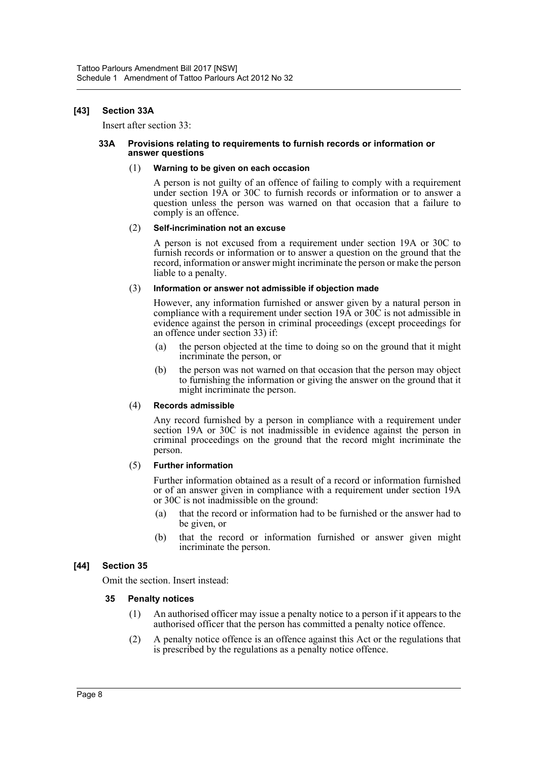**[43] Section 33A**

Insert after section 33:

**33A Provisions relating to requirements to furnish records or information or answer questions**

(1) **Warning to be given on each occasion**

A person is not guilty of an offence of failing to comply with a requirement under section 19A or 30C to furnish records or information or to answer a question unless the person was warned on that occasion that a failure to comply is an offence.

(2) **Self-incrimination not an excuse**

A person is not excused from a requirement under section 19A or 30C to furnish records or information or to answer a question on the ground that the record, information or answer might incriminate the person or make the person liable to a penalty.

(3) **Information or answer not admissible if objection made**

However, any information furnished or answer given by a natural person in compliance with a requirement under section 19A or 30C is not admissible in evidence against the person in criminal proceedings (except proceedings for an offence under section 33) if:

- (a) the person objected at the time to doing so on the ground that it might incriminate the person, or
- (b) the person was not warned on that occasion that the person may object to furnishing the information or giving the answer on the ground that it might incriminate the person.

(4) **Records admissible**

Any record furnished by a person in compliance with a requirement under section 19A or 30C is not inadmissible in evidence against the person in criminal proceedings on the ground that the record might incriminate the person.

(5) **Further information**

Further information obtained as a result of a record or information furnished or of an answer given in compliance with a requirement under section 19A or 30C is not inadmissible on the ground:

- (a) that the record or information had to be furnished or the answer had to be given, or
- (b) that the record or information furnished or answer given might incriminate the person.

**[44] Section 35**

Omit the section. Insert instead:

**35 Penalty notices**

(1) An authorised officer may issue a penalty notice to a person if it appears to the authorised officer that the person has committed a penalty notice offence.

(2) A penalty notice offence is an offence against this Act or the regulations that is prescribed by the regulations as a penalty notice offence.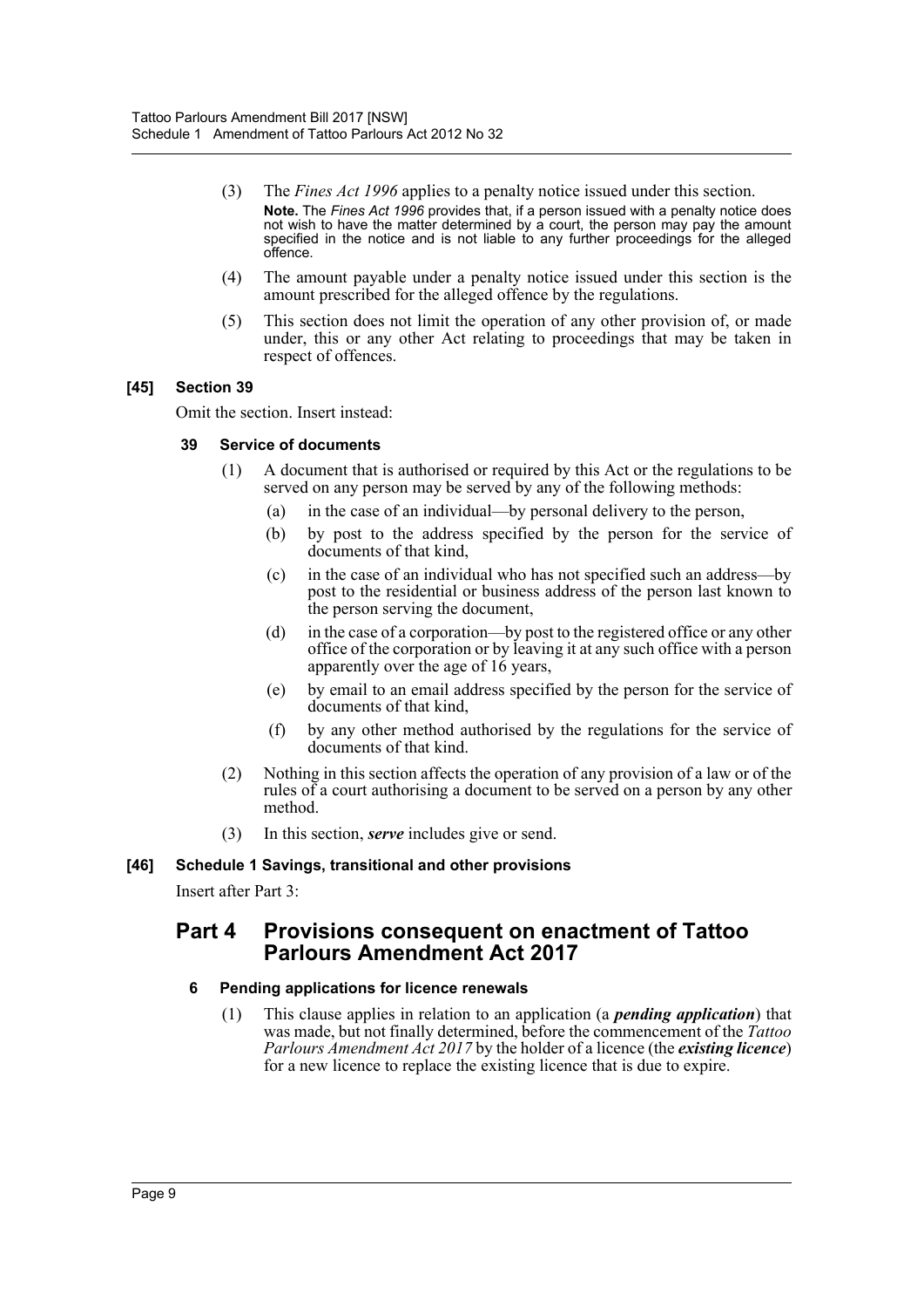(3) The *Fines Act 1996* applies to a penalty notice issued under this section.

**Note.** The *Fines Act 1996* provides that, if a person issued with a penalty notice does not wish to have the matter determined by a court, the person may pay the amount specified in the notice and is not liable to any further proceedings for the alleged offence.

(4) The amount payable under a penalty notice issued under this section is the amount prescribed for the alleged offence by the regulations.

(5) This section does not limit the operation of any other provision of, or made under, this or any other Act relating to proceedings that may be taken in respect of offences.

#### [45] Section 39

Omit the section. Insert instead:

#### 39 Service of documents

(1) A document that is authorised or required by this Act or the regulations to be served on any person may be served by any of the following methods:

(a) in the case of an individual—by personal delivery to the person,

(b) by post to the address specified by the person for the service of documents of that kind,

(c) in the case of an individual who has not specified such an address—by post to the residential or business address of the person last known to the person serving the document,

(d) in the case of a corporation—by post to the registered office or any other office of the corporation or by leaving it at any such office with a person apparently over the age of 16 years,

(e) by email to an email address specified by the person for the service of documents of that kind,

(f) by any other method authorised by the regulations for the service of documents of that kind.

(2) Nothing in this section affects the operation of any provision of a law or of the rules of a court authorising a document to be served on a person by any other method.

(3) In this section, ***serve*** includes give or send.

#### [46] Schedule 1 Savings, transitional and other provisions

Insert after Part 3:

## Part 4 Provisions consequent on enactment of Tattoo Parlours Amendment Act 2017

#### 6 Pending applications for licence renewals

(1) This clause applies in relation to an application (a ***pending application***) that was made, but not finally determined, before the commencement of the *Tattoo Parlours Amendment Act 2017* by the holder of a licence (the ***existing licence***) for a new licence to replace the existing licence that is due to expire.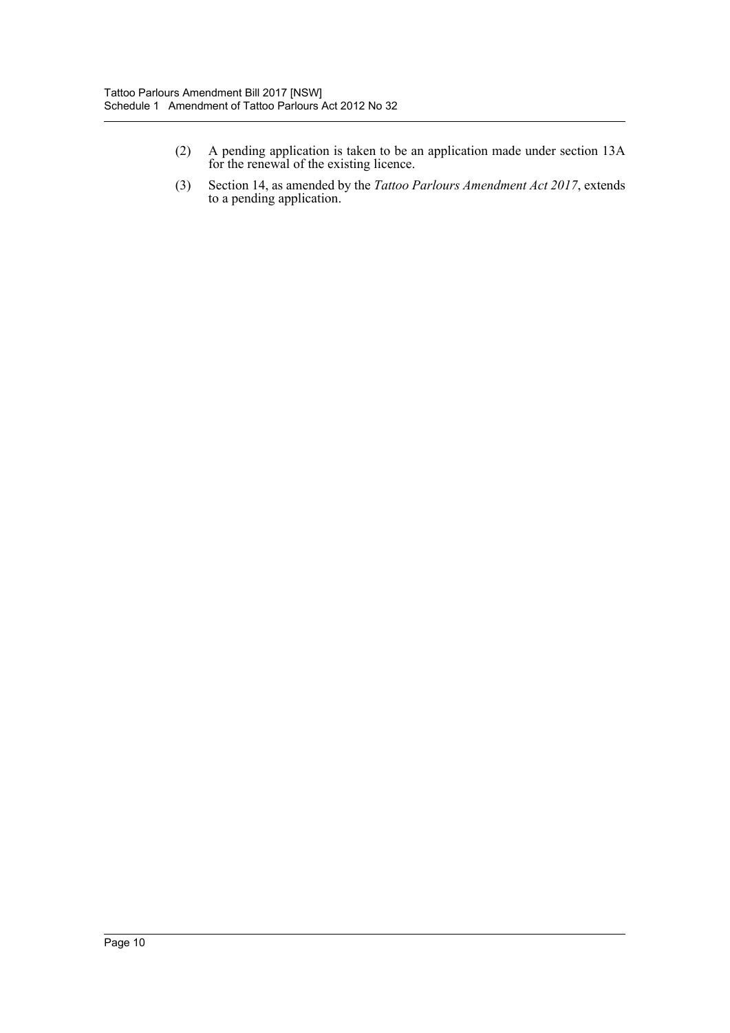(2) A pending application is taken to be an application made under section 13A for the renewal of the existing licence.

(3) Section 14, as amended by the *Tattoo Parlours Amendment Act 2017*, extends to a pending application.